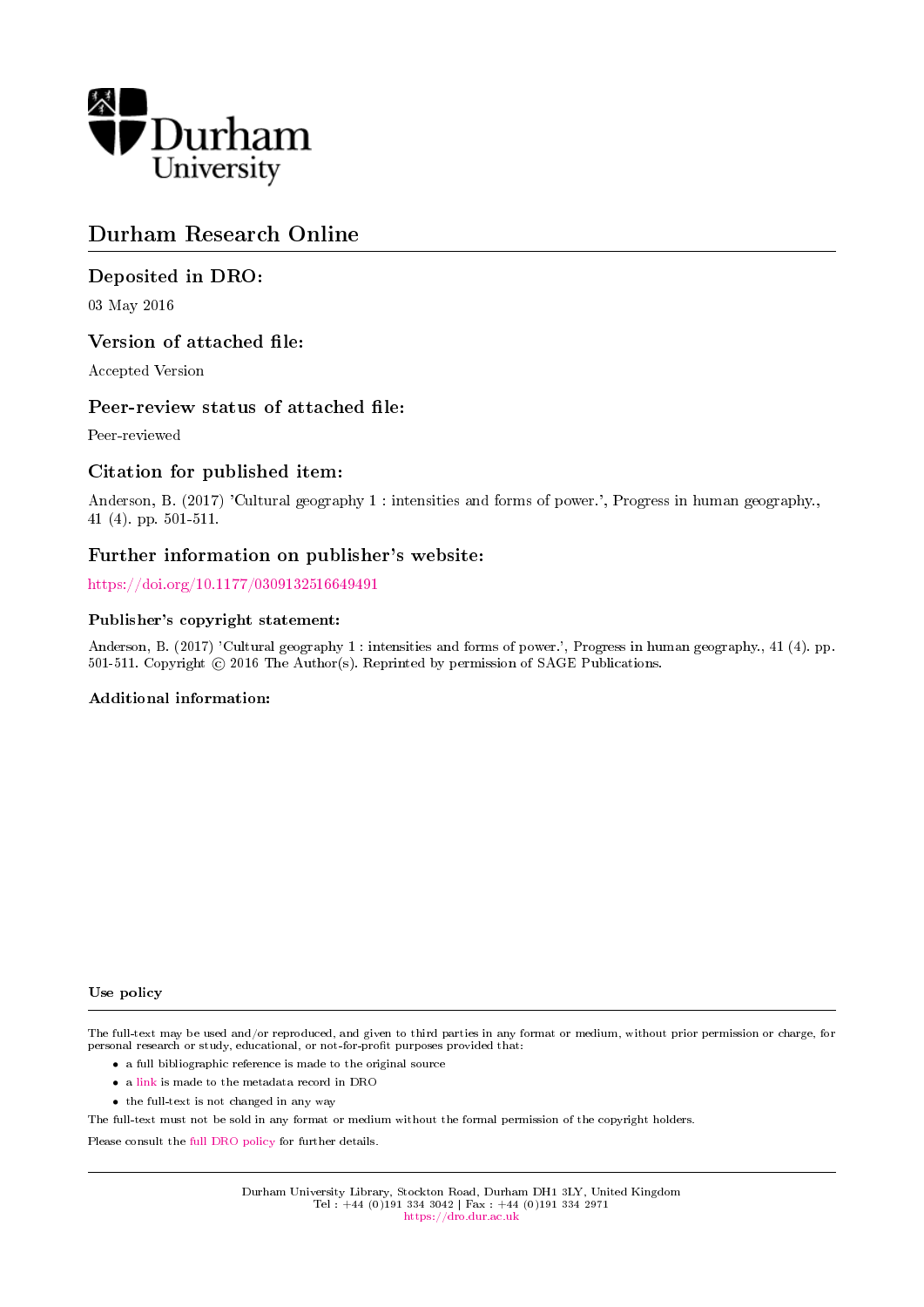Durham University

# Durham Research Online

## Deposited in DRO:

03 May 2016

## Version of attached file:

Accepted Version

## Peer-review status of attached file:

Peer-reviewed

## Citation for published item:

Anderson, B. (2017) 'Cultural geography 1 : intensities and forms of power.', Progress in human geography., 41 (4). pp. 501-511.

## Further information on publisher's website:

https://doi.org/10.1177/0309132516649491

### Publisher's copyright statement:

Anderson, B. (2017) 'Cultural geography 1 : intensities and forms of power.', Progress in human geography., 41 (4). pp. 501-511. Copyright © 2016 The Author(s). Reprinted by permission of SAGE Publications.

### Additional information:

### Use policy

The full-text may be used and/or reproduced, and given to third parties in any format or medium, without prior permission or charge, for personal research or study, educational, or not-for-profit purposes provided that:

- a full bibliographic reference is made to the original source
- a link is made to the metadata record in DRO
- the full-text is not changed in any way

The full-text must not be sold in any format or medium without the formal permission of the copyright holders.

Please consult the full DRO policy for further details.

Durham University Library, Stockton Road, Durham DH1 3LY, United Kingdom
Tel : +44 (0)191 334 3042 | Fax : +44 (0)191 334 2971
https://dro.dur.ac.uk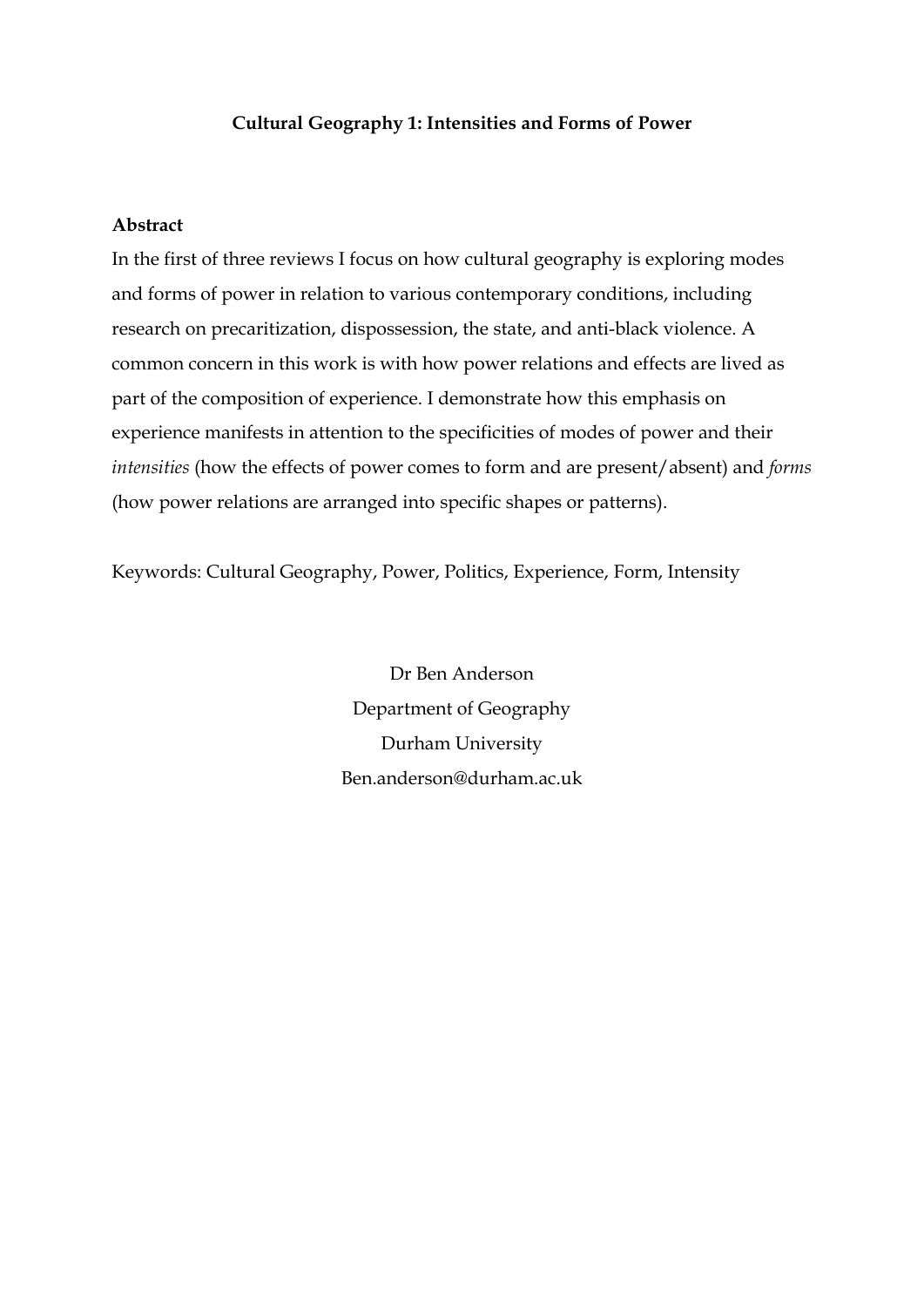**Cultural Geography 1: Intensities and Forms of Power**

**Abstract**

In the first of three reviews I focus on how cultural geography is exploring modes and forms of power in relation to various contemporary conditions, including research on precaritization, dispossession, the state, and anti-black violence. A common concern in this work is with how power relations and effects are lived as part of the composition of experience. I demonstrate how this emphasis on experience manifests in attention to the specificities of modes of power and their *intensities* (how the effects of power comes to form and are present/absent) and *forms* (how power relations are arranged into specific shapes or patterns).

Keywords: Cultural Geography, Power, Politics, Experience, Form, Intensity

Dr Ben Anderson
Department of Geography
Durham University
Ben.anderson@durham.ac.uk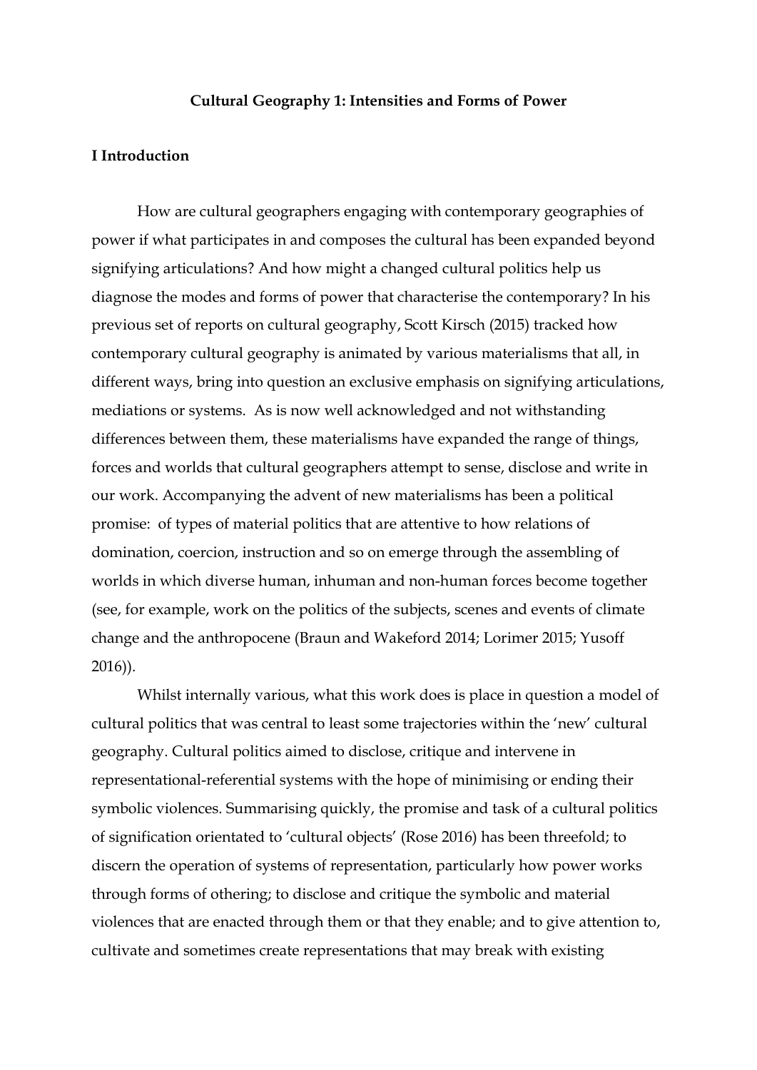**Cultural Geography 1: Intensities and Forms of Power**

## I Introduction

How are cultural geographers engaging with contemporary geographies of power if what participates in and composes the cultural has been expanded beyond signifying articulations? And how might a changed cultural politics help us diagnose the modes and forms of power that characterise the contemporary? In his previous set of reports on cultural geography, Scott Kirsch (2015) tracked how contemporary cultural geography is animated by various materialisms that all, in different ways, bring into question an exclusive emphasis on signifying articulations, mediations or systems. As is now well acknowledged and not withstanding differences between them, these materialisms have expanded the range of things, forces and worlds that cultural geographers attempt to sense, disclose and write in our work. Accompanying the advent of new materialisms has been a political promise: of types of material politics that are attentive to how relations of domination, coercion, instruction and so on emerge through the assembling of worlds in which diverse human, inhuman and non-human forces become together (see, for example, work on the politics of the subjects, scenes and events of climate change and the anthropocene (Braun and Wakeford 2014; Lorimer 2015; Yusoff 2016)).

Whilst internally various, what this work does is place in question a model of cultural politics that was central to least some trajectories within the 'new' cultural geography. Cultural politics aimed to disclose, critique and intervene in representational-referential systems with the hope of minimising or ending their symbolic violences. Summarising quickly, the promise and task of a cultural politics of signification orientated to 'cultural objects' (Rose 2016) has been threefold; to discern the operation of systems of representation, particularly how power works through forms of othering; to disclose and critique the symbolic and material violences that are enacted through them or that they enable; and to give attention to, cultivate and sometimes create representations that may break with existing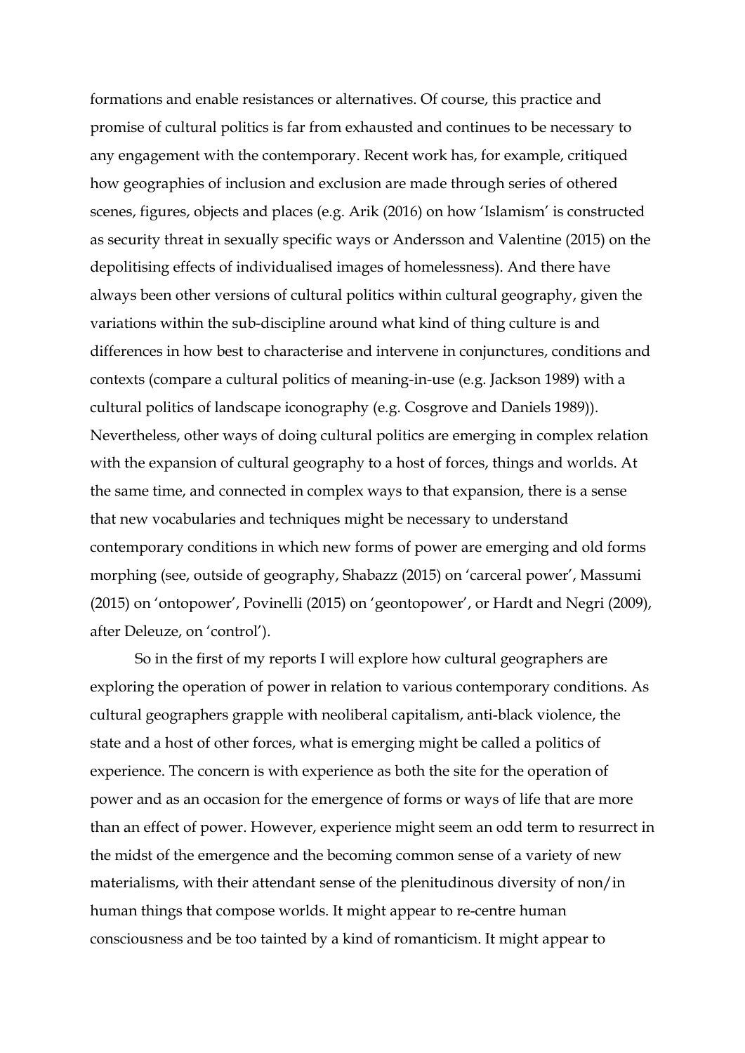formations and enable resistances or alternatives. Of course, this practice and promise of cultural politics is far from exhausted and continues to be necessary to any engagement with the contemporary. Recent work has, for example, critiqued how geographies of inclusion and exclusion are made through series of othered scenes, figures, objects and places (e.g. Arik (2016) on how 'Islamism' is constructed as security threat in sexually specific ways or Andersson and Valentine (2015) on the depolitising effects of individualised images of homelessness). And there have always been other versions of cultural politics within cultural geography, given the variations within the sub-discipline around what kind of thing culture is and differences in how best to characterise and intervene in conjunctures, conditions and contexts (compare a cultural politics of meaning-in-use (e.g. Jackson 1989) with a cultural politics of landscape iconography (e.g. Cosgrove and Daniels 1989)). Nevertheless, other ways of doing cultural politics are emerging in complex relation with the expansion of cultural geography to a host of forces, things and worlds. At the same time, and connected in complex ways to that expansion, there is a sense that new vocabularies and techniques might be necessary to understand contemporary conditions in which new forms of power are emerging and old forms morphing (see, outside of geography, Shabazz (2015) on 'carceral power', Massumi (2015) on 'ontopower', Povinelli (2015) on 'geontopower', or Hardt and Negri (2009), after Deleuze, on 'control').

So in the first of my reports I will explore how cultural geographers are exploring the operation of power in relation to various contemporary conditions. As cultural geographers grapple with neoliberal capitalism, anti-black violence, the state and a host of other forces, what is emerging might be called a politics of experience. The concern is with experience as both the site for the operation of power and as an occasion for the emergence of forms or ways of life that are more than an effect of power. However, experience might seem an odd term to resurrect in the midst of the emergence and the becoming common sense of a variety of new materialisms, with their attendant sense of the plenitudinous diversity of non/in human things that compose worlds. It might appear to re-centre human consciousness and be too tainted by a kind of romanticism. It might appear to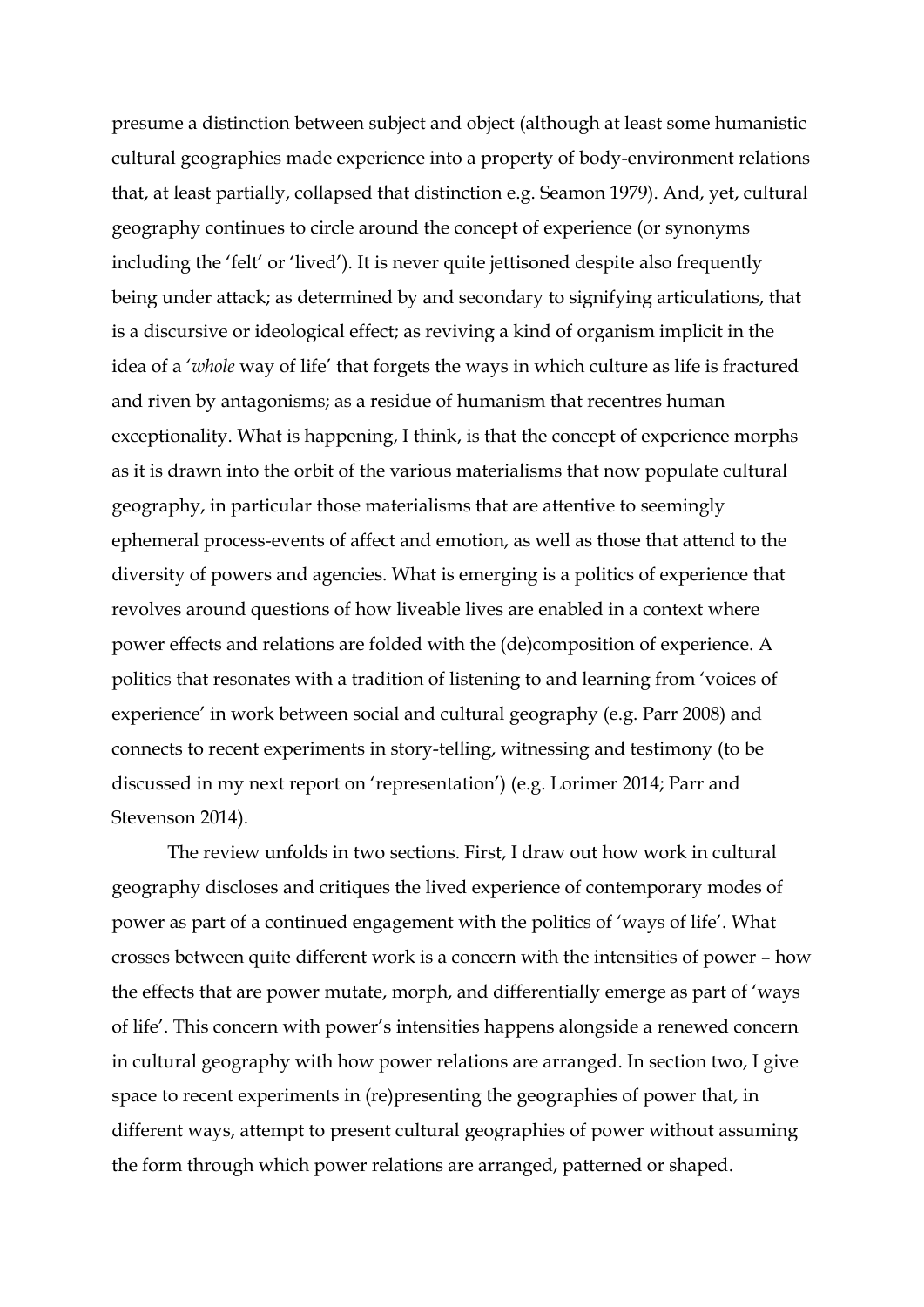presume a distinction between subject and object (although at least some humanistic cultural geographies made experience into a property of body-environment relations that, at least partially, collapsed that distinction e.g. Seamon 1979). And, yet, cultural geography continues to circle around the concept of experience (or synonyms including the 'felt' or 'lived'). It is never quite jettisoned despite also frequently being under attack; as determined by and secondary to signifying articulations, that is a discursive or ideological effect; as reviving a kind of organism implicit in the idea of a '*whole* way of life' that forgets the ways in which culture as life is fractured and riven by antagonisms; as a residue of humanism that recentres human exceptionality. What is happening, I think, is that the concept of experience morphs as it is drawn into the orbit of the various materialisms that now populate cultural geography, in particular those materialisms that are attentive to seemingly ephemeral process-events of affect and emotion, as well as those that attend to the diversity of powers and agencies. What is emerging is a politics of experience that revolves around questions of how liveable lives are enabled in a context where power effects and relations are folded with the (de)composition of experience. A politics that resonates with a tradition of listening to and learning from 'voices of experience' in work between social and cultural geography (e.g. Parr 2008) and connects to recent experiments in story-telling, witnessing and testimony (to be discussed in my next report on 'representation') (e.g. Lorimer 2014; Parr and Stevenson 2014).

The review unfolds in two sections. First, I draw out how work in cultural geography discloses and critiques the lived experience of contemporary modes of power as part of a continued engagement with the politics of 'ways of life'. What crosses between quite different work is a concern with the intensities of power – how the effects that are power mutate, morph, and differentially emerge as part of 'ways of life'. This concern with power's intensities happens alongside a renewed concern in cultural geography with how power relations are arranged. In section two, I give space to recent experiments in (re)presenting the geographies of power that, in different ways, attempt to present cultural geographies of power without assuming the form through which power relations are arranged, patterned or shaped.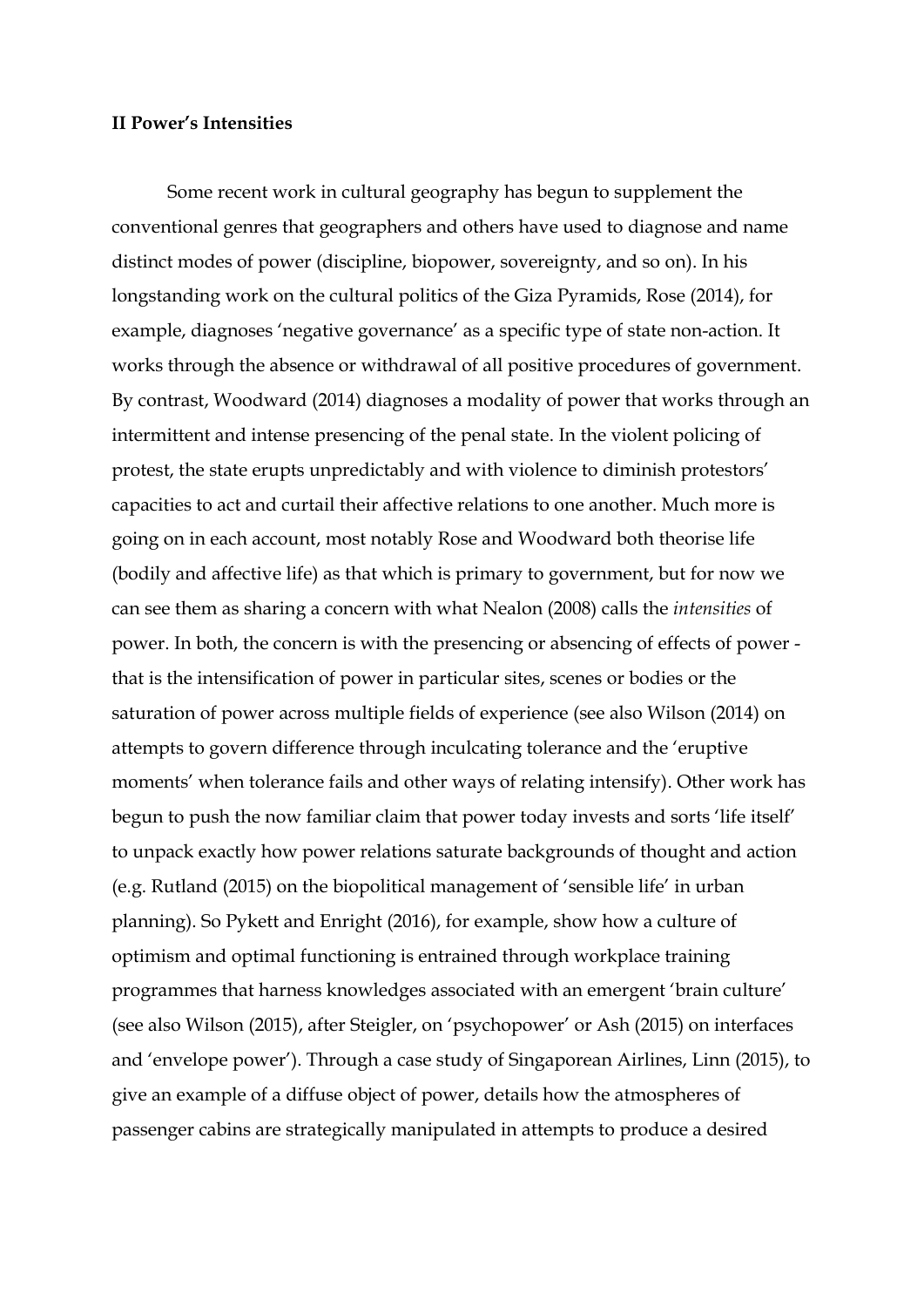**II Power's Intensities**

Some recent work in cultural geography has begun to supplement the conventional genres that geographers and others have used to diagnose and name distinct modes of power (discipline, biopower, sovereignty, and so on). In his longstanding work on the cultural politics of the Giza Pyramids, Rose (2014), for example, diagnoses 'negative governance' as a specific type of state non-action. It works through the absence or withdrawal of all positive procedures of government. By contrast, Woodward (2014) diagnoses a modality of power that works through an intermittent and intense presencing of the penal state. In the violent policing of protest, the state erupts unpredictably and with violence to diminish protestors' capacities to act and curtail their affective relations to one another. Much more is going on in each account, most notably Rose and Woodward both theorise life (bodily and affective life) as that which is primary to government, but for now we can see them as sharing a concern with what Nealon (2008) calls the *intensities* of power. In both, the concern is with the presencing or absencing of effects of power - that is the intensification of power in particular sites, scenes or bodies or the saturation of power across multiple fields of experience (see also Wilson (2014) on attempts to govern difference through inculcating tolerance and the 'eruptive moments' when tolerance fails and other ways of relating intensify). Other work has begun to push the now familiar claim that power today invests and sorts 'life itself' to unpack exactly how power relations saturate backgrounds of thought and action (e.g. Rutland (2015) on the biopolitical management of 'sensible life' in urban planning). So Pykett and Enright (2016), for example, show how a culture of optimism and optimal functioning is entrained through workplace training programmes that harness knowledges associated with an emergent 'brain culture' (see also Wilson (2015), after Steigler, on 'psychopower' or Ash (2015) on interfaces and 'envelope power'). Through a case study of Singaporean Airlines, Linn (2015), to give an example of a diffuse object of power, details how the atmospheres of passenger cabins are strategically manipulated in attempts to produce a desired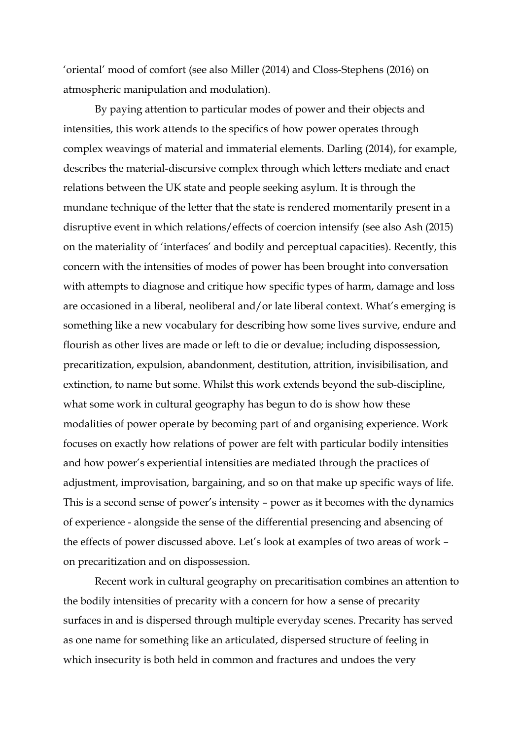'oriental' mood of comfort (see also Miller (2014) and Closs-Stephens (2016) on atmospheric manipulation and modulation).

By paying attention to particular modes of power and their objects and intensities, this work attends to the specifics of how power operates through complex weavings of material and immaterial elements. Darling (2014), for example, describes the material-discursive complex through which letters mediate and enact relations between the UK state and people seeking asylum. It is through the mundane technique of the letter that the state is rendered momentarily present in a disruptive event in which relations/effects of coercion intensify (see also Ash (2015) on the materiality of 'interfaces' and bodily and perceptual capacities). Recently, this concern with the intensities of modes of power has been brought into conversation with attempts to diagnose and critique how specific types of harm, damage and loss are occasioned in a liberal, neoliberal and/or late liberal context. What's emerging is something like a new vocabulary for describing how some lives survive, endure and flourish as other lives are made or left to die or devalue; including dispossession, precaritization, expulsion, abandonment, destitution, attrition, invisibilisation, and extinction, to name but some. Whilst this work extends beyond the sub-discipline, what some work in cultural geography has begun to do is show how these modalities of power operate by becoming part of and organising experience. Work focuses on exactly how relations of power are felt with particular bodily intensities and how power's experiential intensities are mediated through the practices of adjustment, improvisation, bargaining, and so on that make up specific ways of life. This is a second sense of power's intensity – power as it becomes with the dynamics of experience - alongside the sense of the differential presencing and absencing of the effects of power discussed above. Let's look at examples of two areas of work – on precaritization and on dispossession.

Recent work in cultural geography on precaritisation combines an attention to the bodily intensities of precarity with a concern for how a sense of precarity surfaces in and is dispersed through multiple everyday scenes. Precarity has served as one name for something like an articulated, dispersed structure of feeling in which insecurity is both held in common and fractures and undoes the very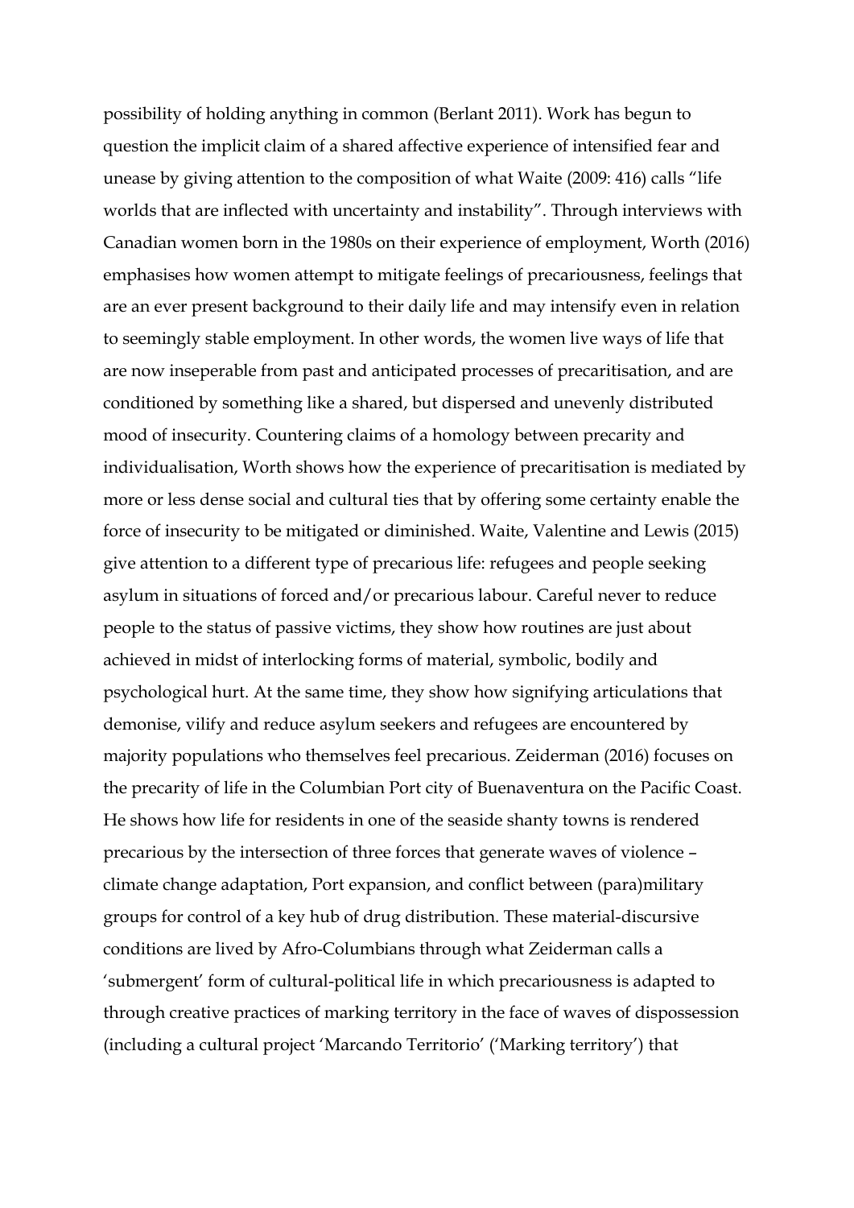possibility of holding anything in common (Berlant 2011). Work has begun to question the implicit claim of a shared affective experience of intensified fear and unease by giving attention to the composition of what Waite (2009: 416) calls "life worlds that are inflected with uncertainty and instability". Through interviews with Canadian women born in the 1980s on their experience of employment, Worth (2016) emphasises how women attempt to mitigate feelings of precariousness, feelings that are an ever present background to their daily life and may intensify even in relation to seemingly stable employment. In other words, the women live ways of life that are now inseperable from past and anticipated processes of precaritisation, and are conditioned by something like a shared, but dispersed and unevenly distributed mood of insecurity. Countering claims of a homology between precarity and individualisation, Worth shows how the experience of precaritisation is mediated by more or less dense social and cultural ties that by offering some certainty enable the force of insecurity to be mitigated or diminished. Waite, Valentine and Lewis (2015) give attention to a different type of precarious life: refugees and people seeking asylum in situations of forced and/or precarious labour. Careful never to reduce people to the status of passive victims, they show how routines are just about achieved in midst of interlocking forms of material, symbolic, bodily and psychological hurt. At the same time, they show how signifying articulations that demonise, vilify and reduce asylum seekers and refugees are encountered by majority populations who themselves feel precarious. Zeiderman (2016) focuses on the precarity of life in the Columbian Port city of Buenaventura on the Pacific Coast. He shows how life for residents in one of the seaside shanty towns is rendered precarious by the intersection of three forces that generate waves of violence – climate change adaptation, Port expansion, and conflict between (para)military groups for control of a key hub of drug distribution. These material-discursive conditions are lived by Afro-Columbians through what Zeiderman calls a 'submergent' form of cultural-political life in which precariousness is adapted to through creative practices of marking territory in the face of waves of dispossession (including a cultural project 'Marcando Territorio' ('Marking territory') that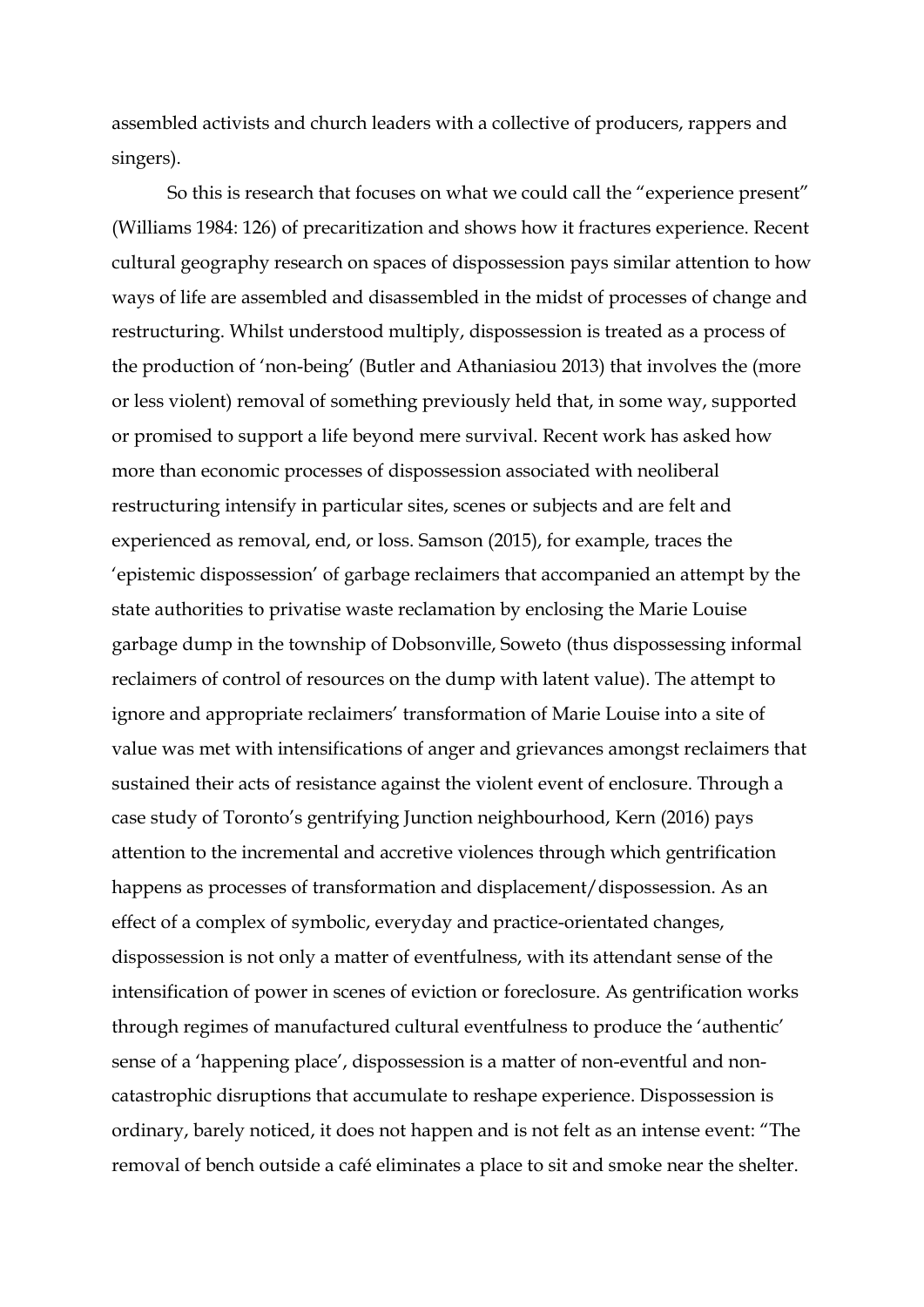assembled activists and church leaders with a collective of producers, rappers and singers).

So this is research that focuses on what we could call the "experience present" (Williams 1984: 126) of precaritization and shows how it fractures experience. Recent cultural geography research on spaces of dispossession pays similar attention to how ways of life are assembled and disassembled in the midst of processes of change and restructuring. Whilst understood multiply, dispossession is treated as a process of the production of 'non-being' (Butler and Athaniasiou 2013) that involves the (more or less violent) removal of something previously held that, in some way, supported or promised to support a life beyond mere survival. Recent work has asked how more than economic processes of dispossession associated with neoliberal restructuring intensify in particular sites, scenes or subjects and are felt and experienced as removal, end, or loss. Samson (2015), for example, traces the 'epistemic dispossession' of garbage reclaimers that accompanied an attempt by the state authorities to privatise waste reclamation by enclosing the Marie Louise garbage dump in the township of Dobsonville, Soweto (thus dispossessing informal reclaimers of control of resources on the dump with latent value). The attempt to ignore and appropriate reclaimers' transformation of Marie Louise into a site of value was met with intensifications of anger and grievances amongst reclaimers that sustained their acts of resistance against the violent event of enclosure. Through a case study of Toronto's gentrifying Junction neighbourhood, Kern (2016) pays attention to the incremental and accretive violences through which gentrification happens as processes of transformation and displacement/dispossession. As an effect of a complex of symbolic, everyday and practice-orientated changes, dispossession is not only a matter of eventfulness, with its attendant sense of the intensification of power in scenes of eviction or foreclosure. As gentrification works through regimes of manufactured cultural eventfulness to produce the 'authentic' sense of a 'happening place', dispossession is a matter of non-eventful and non-catastrophic disruptions that accumulate to reshape experience. Dispossession is ordinary, barely noticed, it does not happen and is not felt as an intense event: "The removal of bench outside a café eliminates a place to sit and smoke near the shelter.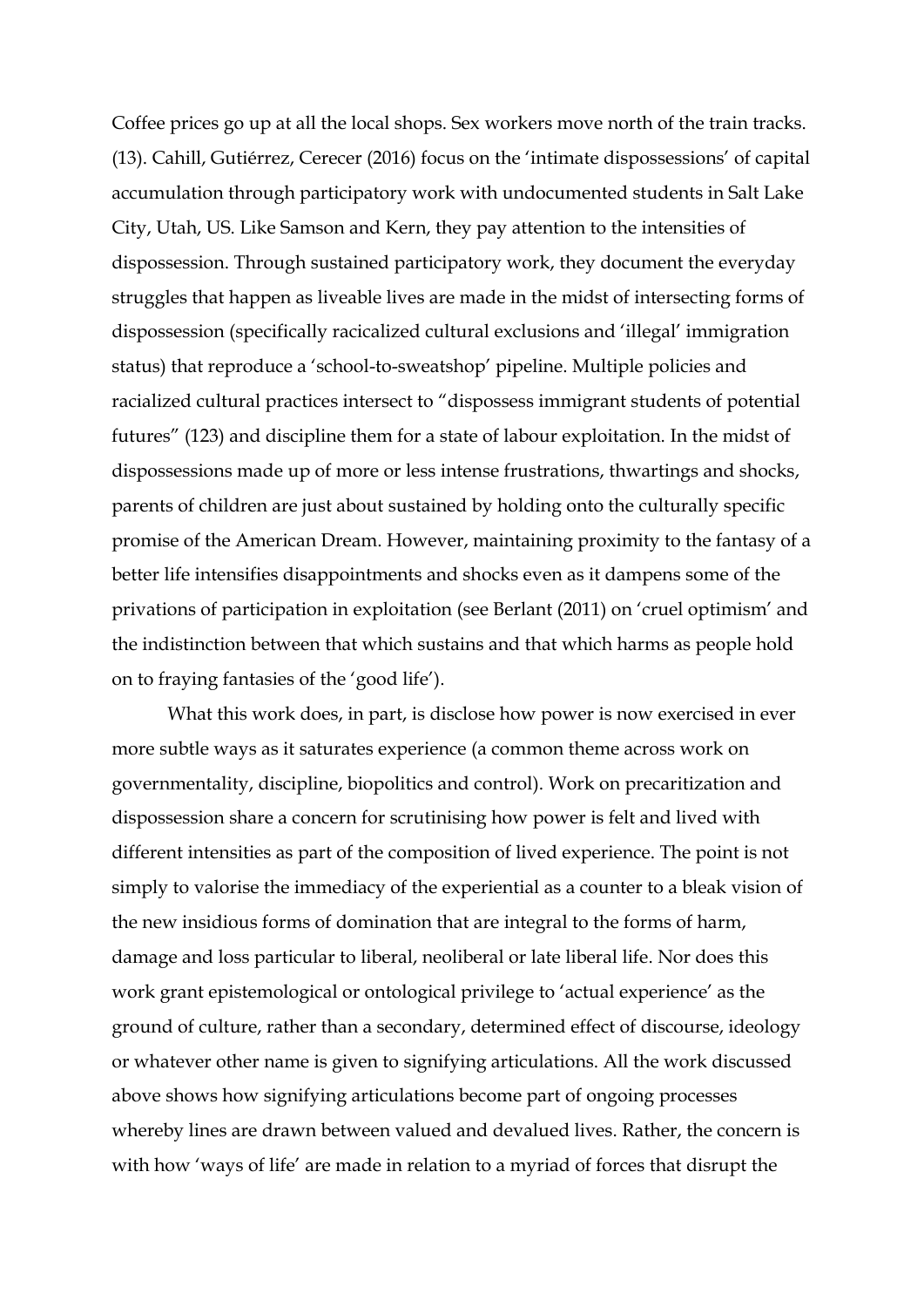Coffee prices go up at all the local shops. Sex workers move north of the train tracks. (13). Cahill, Gutiérrez, Cerecer (2016) focus on the 'intimate dispossessions' of capital accumulation through participatory work with undocumented students in Salt Lake City, Utah, US. Like Samson and Kern, they pay attention to the intensities of dispossession. Through sustained participatory work, they document the everyday struggles that happen as liveable lives are made in the midst of intersecting forms of dispossession (specifically racicalized cultural exclusions and 'illegal' immigration status) that reproduce a 'school-to-sweatshop' pipeline. Multiple policies and racialized cultural practices intersect to "dispossess immigrant students of potential futures" (123) and discipline them for a state of labour exploitation. In the midst of dispossessions made up of more or less intense frustrations, thwartings and shocks, parents of children are just about sustained by holding onto the culturally specific promise of the American Dream. However, maintaining proximity to the fantasy of a better life intensifies disappointments and shocks even as it dampens some of the privations of participation in exploitation (see Berlant (2011) on 'cruel optimism' and the indistinction between that which sustains and that which harms as people hold on to fraying fantasies of the 'good life').

What this work does, in part, is disclose how power is now exercised in ever more subtle ways as it saturates experience (a common theme across work on governmentality, discipline, biopolitics and control). Work on precaritization and dispossession share a concern for scrutinising how power is felt and lived with different intensities as part of the composition of lived experience. The point is not simply to valorise the immediacy of the experiential as a counter to a bleak vision of the new insidious forms of domination that are integral to the forms of harm, damage and loss particular to liberal, neoliberal or late liberal life. Nor does this work grant epistemological or ontological privilege to 'actual experience' as the ground of culture, rather than a secondary, determined effect of discourse, ideology or whatever other name is given to signifying articulations. All the work discussed above shows how signifying articulations become part of ongoing processes whereby lines are drawn between valued and devalued lives. Rather, the concern is with how 'ways of life' are made in relation to a myriad of forces that disrupt the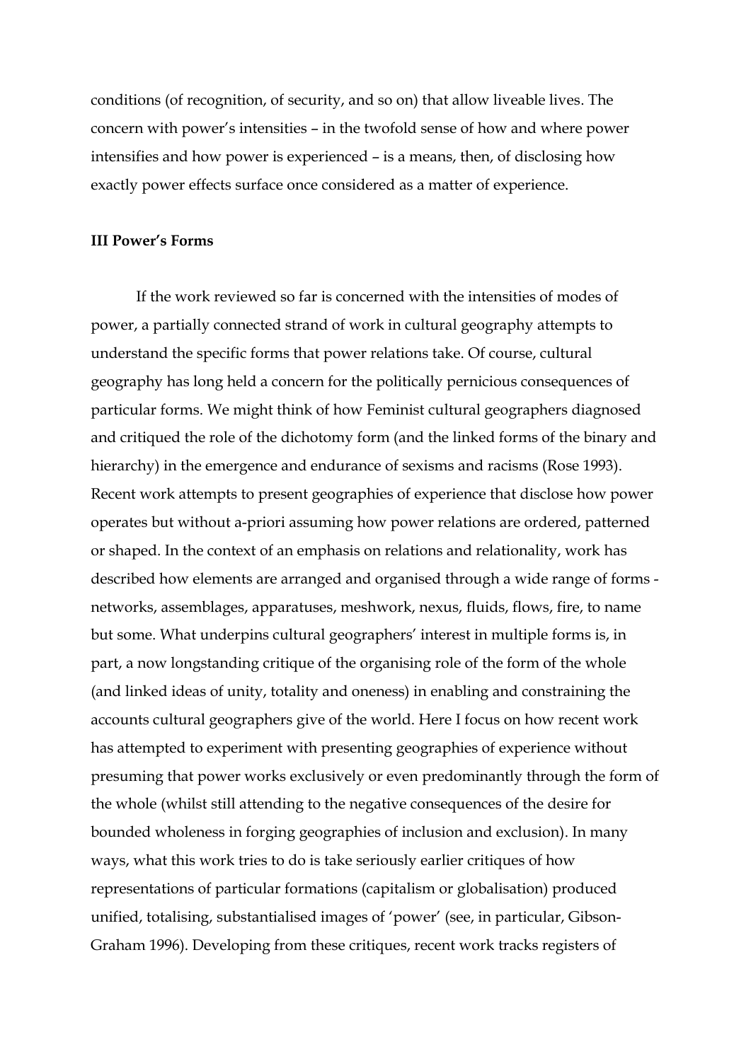conditions (of recognition, of security, and so on) that allow liveable lives. The concern with power's intensities – in the twofold sense of how and where power intensifies and how power is experienced – is a means, then, of disclosing how exactly power effects surface once considered as a matter of experience.

## III Power's Forms

If the work reviewed so far is concerned with the intensities of modes of power, a partially connected strand of work in cultural geography attempts to understand the specific forms that power relations take. Of course, cultural geography has long held a concern for the politically pernicious consequences of particular forms. We might think of how Feminist cultural geographers diagnosed and critiqued the role of the dichotomy form (and the linked forms of the binary and hierarchy) in the emergence and endurance of sexisms and racisms (Rose 1993). Recent work attempts to present geographies of experience that disclose how power operates but without a-priori assuming how power relations are ordered, patterned or shaped. In the context of an emphasis on relations and relationality, work has described how elements are arranged and organised through a wide range of forms - networks, assemblages, apparatuses, meshwork, nexus, fluids, flows, fire, to name but some. What underpins cultural geographers' interest in multiple forms is, in part, a now longstanding critique of the organising role of the form of the whole (and linked ideas of unity, totality and oneness) in enabling and constraining the accounts cultural geographers give of the world. Here I focus on how recent work has attempted to experiment with presenting geographies of experience without presuming that power works exclusively or even predominantly through the form of the whole (whilst still attending to the negative consequences of the desire for bounded wholeness in forging geographies of inclusion and exclusion). In many ways, what this work tries to do is take seriously earlier critiques of how representations of particular formations (capitalism or globalisation) produced unified, totalising, substantialised images of 'power' (see, in particular, Gibson-Graham 1996). Developing from these critiques, recent work tracks registers of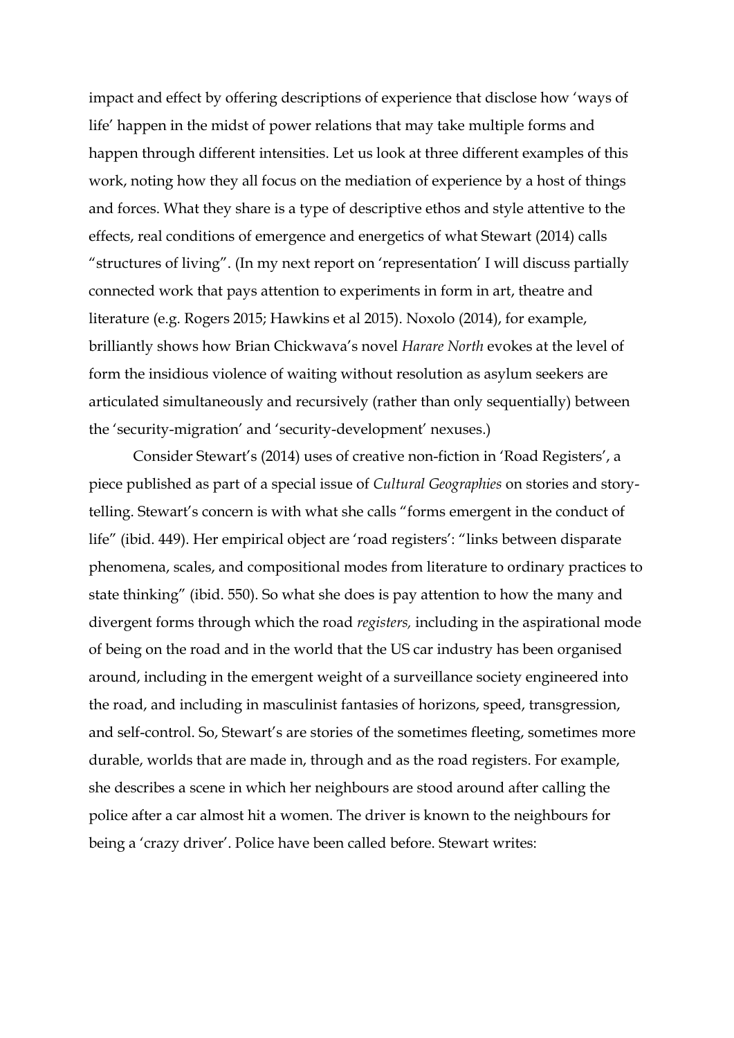impact and effect by offering descriptions of experience that disclose how 'ways of life' happen in the midst of power relations that may take multiple forms and happen through different intensities. Let us look at three different examples of this work, noting how they all focus on the mediation of experience by a host of things and forces. What they share is a type of descriptive ethos and style attentive to the effects, real conditions of emergence and energetics of what Stewart (2014) calls "structures of living". (In my next report on 'representation' I will discuss partially connected work that pays attention to experiments in form in art, theatre and literature (e.g. Rogers 2015; Hawkins et al 2015). Noxolo (2014), for example, brilliantly shows how Brian Chickwava's novel *Harare North* evokes at the level of form the insidious violence of waiting without resolution as asylum seekers are articulated simultaneously and recursively (rather than only sequentially) between the 'security-migration' and 'security-development' nexuses.)

Consider Stewart's (2014) uses of creative non-fiction in 'Road Registers', a piece published as part of a special issue of *Cultural Geographies* on stories and story-telling. Stewart's concern is with what she calls "forms emergent in the conduct of life" (ibid. 449). Her empirical object are 'road registers': "links between disparate phenomena, scales, and compositional modes from literature to ordinary practices to state thinking" (ibid. 550). So what she does is pay attention to how the many and divergent forms through which the road *registers,* including in the aspirational mode of being on the road and in the world that the US car industry has been organised around, including in the emergent weight of a surveillance society engineered into the road, and including in masculinist fantasies of horizons, speed, transgression, and self-control. So, Stewart's are stories of the sometimes fleeting, sometimes more durable, worlds that are made in, through and as the road registers. For example, she describes a scene in which her neighbours are stood around after calling the police after a car almost hit a women. The driver is known to the neighbours for being a 'crazy driver'. Police have been called before. Stewart writes: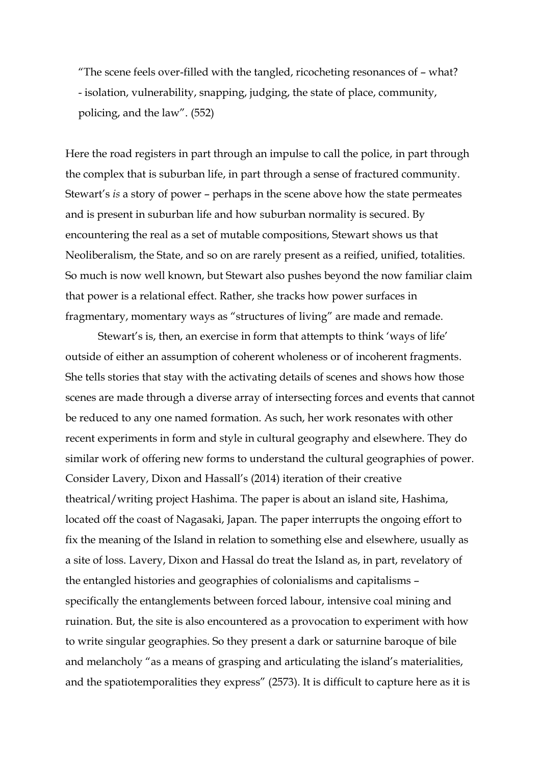> "The scene feels over-filled with the tangled, ricocheting resonances of – what? - isolation, vulnerability, snapping, judging, the state of place, community, policing, and the law". (552)

Here the road registers in part through an impulse to call the police, in part through the complex that is suburban life, in part through a sense of fractured community. Stewart's *is* a story of power – perhaps in the scene above how the state permeates and is present in suburban life and how suburban normality is secured. By encountering the real as a set of mutable compositions, Stewart shows us that Neoliberalism, the State, and so on are rarely present as a reified, unified, totalities. So much is now well known, but Stewart also pushes beyond the now familiar claim that power is a relational effect. Rather, she tracks how power surfaces in fragmentary, momentary ways as "structures of living" are made and remade.

Stewart's is, then, an exercise in form that attempts to think 'ways of life' outside of either an assumption of coherent wholeness or of incoherent fragments. She tells stories that stay with the activating details of scenes and shows how those scenes are made through a diverse array of intersecting forces and events that cannot be reduced to any one named formation. As such, her work resonates with other recent experiments in form and style in cultural geography and elsewhere. They do similar work of offering new forms to understand the cultural geographies of power. Consider Lavery, Dixon and Hassall's (2014) iteration of their creative theatrical/writing project Hashima. The paper is about an island site, Hashima, located off the coast of Nagasaki, Japan. The paper interrupts the ongoing effort to fix the meaning of the Island in relation to something else and elsewhere, usually as a site of loss. Lavery, Dixon and Hassal do treat the Island as, in part, revelatory of the entangled histories and geographies of colonialisms and capitalisms – specifically the entanglements between forced labour, intensive coal mining and ruination. But, the site is also encountered as a provocation to experiment with how to write singular geographies. So they present a dark or saturnine baroque of bile and melancholy "as a means of grasping and articulating the island's materialities, and the spatiotemporalities they express" (2573). It is difficult to capture here as it is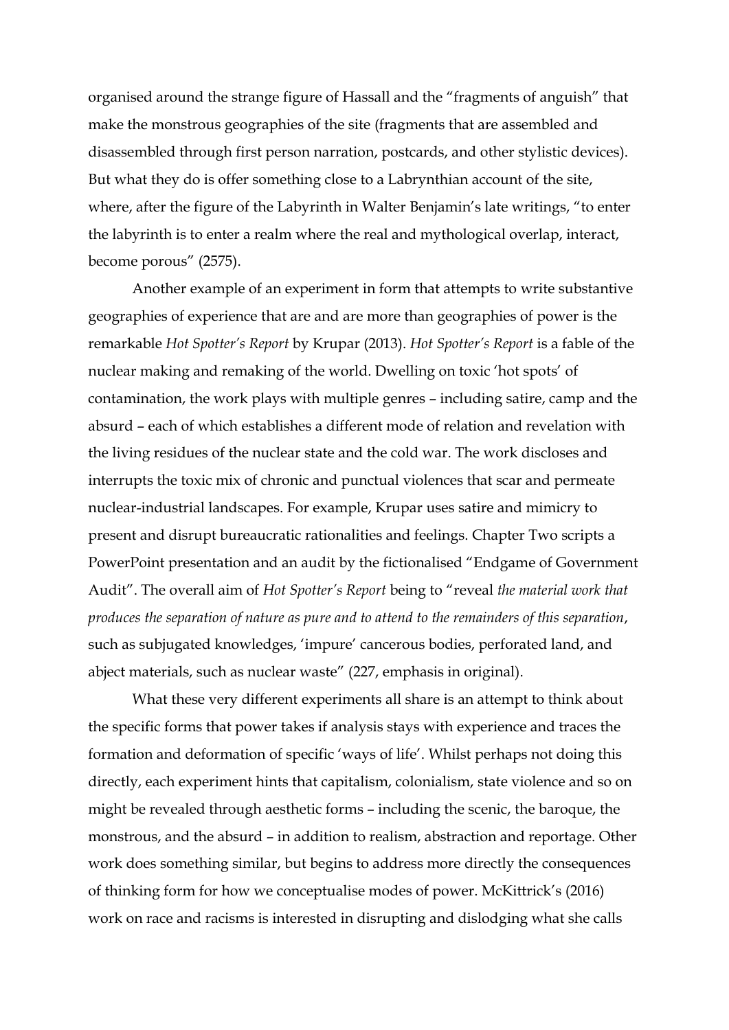organised around the strange figure of Hassall and the "fragments of anguish" that make the monstrous geographies of the site (fragments that are assembled and disassembled through first person narration, postcards, and other stylistic devices). But what they do is offer something close to a Labrynthian account of the site, where, after the figure of the Labyrinth in Walter Benjamin's late writings, "to enter the labyrinth is to enter a realm where the real and mythological overlap, interact, become porous" (2575).

Another example of an experiment in form that attempts to write substantive geographies of experience that are and are more than geographies of power is the remarkable *Hot Spotter's Report* by Krupar (2013). *Hot Spotter's Report* is a fable of the nuclear making and remaking of the world. Dwelling on toxic 'hot spots' of contamination, the work plays with multiple genres – including satire, camp and the absurd – each of which establishes a different mode of relation and revelation with the living residues of the nuclear state and the cold war. The work discloses and interrupts the toxic mix of chronic and punctual violences that scar and permeate nuclear-industrial landscapes. For example, Krupar uses satire and mimicry to present and disrupt bureaucratic rationalities and feelings. Chapter Two scripts a PowerPoint presentation and an audit by the fictionalised "Endgame of Government Audit". The overall aim of *Hot Spotter's Report* being to "reveal *the material work that produces the separation of nature as pure and to attend to the remainders of this separation*, such as subjugated knowledges, 'impure' cancerous bodies, perforated land, and abject materials, such as nuclear waste" (227, emphasis in original).

What these very different experiments all share is an attempt to think about the specific forms that power takes if analysis stays with experience and traces the formation and deformation of specific 'ways of life'. Whilst perhaps not doing this directly, each experiment hints that capitalism, colonialism, state violence and so on might be revealed through aesthetic forms – including the scenic, the baroque, the monstrous, and the absurd – in addition to realism, abstraction and reportage. Other work does something similar, but begins to address more directly the consequences of thinking form for how we conceptualise modes of power. McKittrick's (2016) work on race and racisms is interested in disrupting and dislodging what she calls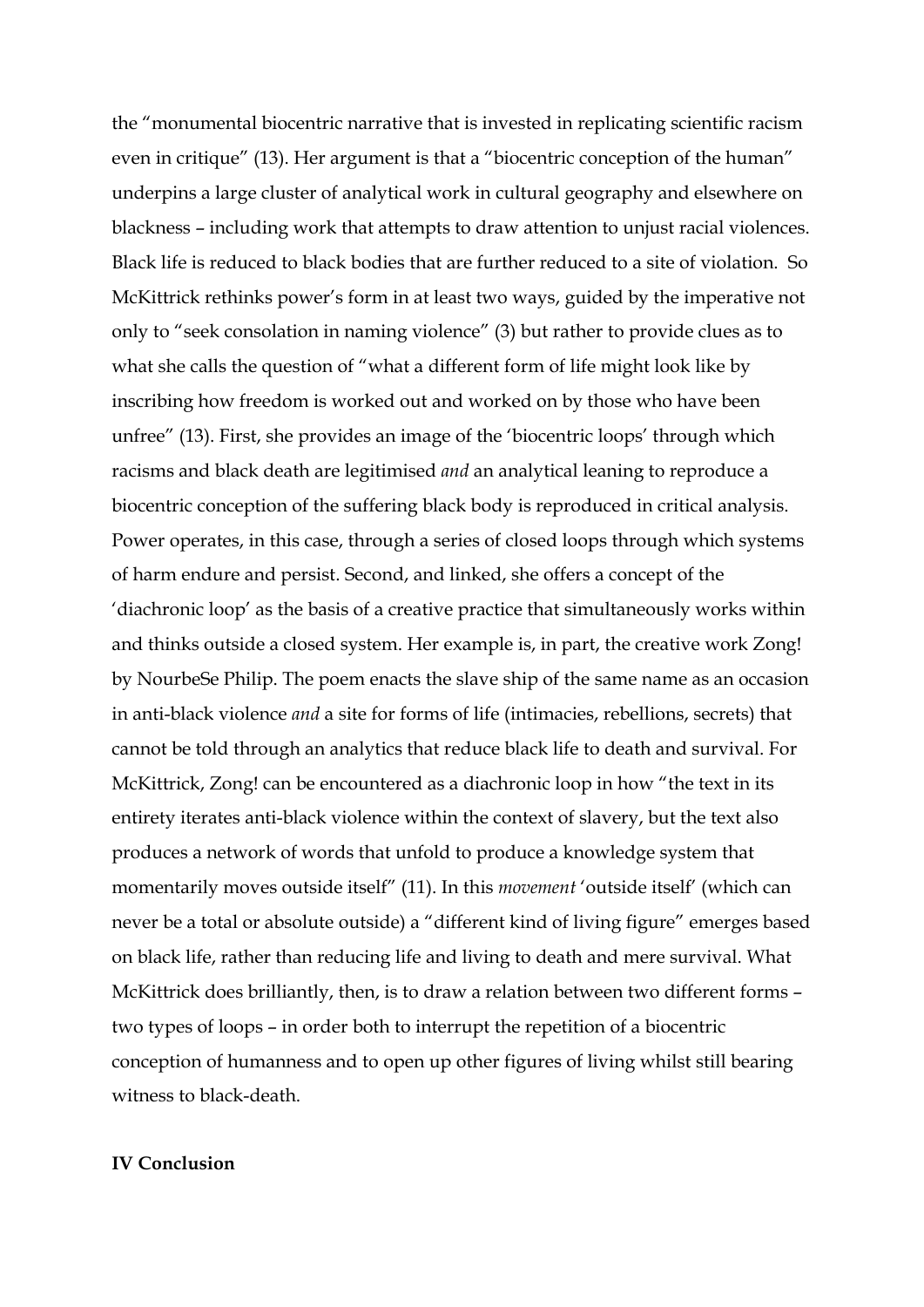the "monumental biocentric narrative that is invested in replicating scientific racism even in critique" (13). Her argument is that a "biocentric conception of the human" underpins a large cluster of analytical work in cultural geography and elsewhere on blackness – including work that attempts to draw attention to unjust racial violences. Black life is reduced to black bodies that are further reduced to a site of violation. So McKittrick rethinks power's form in at least two ways, guided by the imperative not only to "seek consolation in naming violence" (3) but rather to provide clues as to what she calls the question of "what a different form of life might look like by inscribing how freedom is worked out and worked on by those who have been unfree" (13). First, she provides an image of the 'biocentric loops' through which racisms and black death are legitimised *and* an analytical leaning to reproduce a biocentric conception of the suffering black body is reproduced in critical analysis. Power operates, in this case, through a series of closed loops through which systems of harm endure and persist. Second, and linked, she offers a concept of the 'diachronic loop' as the basis of a creative practice that simultaneously works within and thinks outside a closed system. Her example is, in part, the creative work Zong! by NourbeSe Philip. The poem enacts the slave ship of the same name as an occasion in anti-black violence *and* a site for forms of life (intimacies, rebellions, secrets) that cannot be told through an analytics that reduce black life to death and survival. For McKittrick, Zong! can be encountered as a diachronic loop in how "the text in its entirety iterates anti-black violence within the context of slavery, but the text also produces a network of words that unfold to produce a knowledge system that momentarily moves outside itself" (11). In this *movement* 'outside itself' (which can never be a total or absolute outside) a "different kind of living figure" emerges based on black life, rather than reducing life and living to death and mere survival. What McKittrick does brilliantly, then, is to draw a relation between two different forms – two types of loops – in order both to interrupt the repetition of a biocentric conception of humanness and to open up other figures of living whilst still bearing witness to black-death.

## IV Conclusion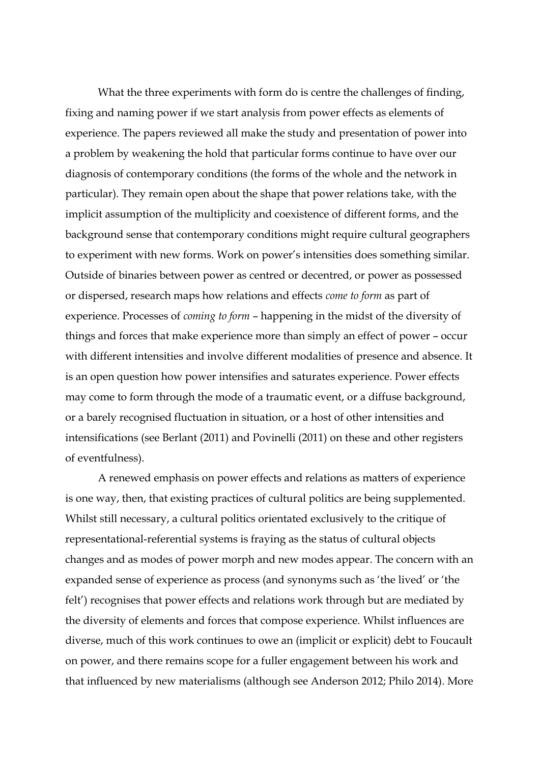What the three experiments with form do is centre the challenges of finding, fixing and naming power if we start analysis from power effects as elements of experience. The papers reviewed all make the study and presentation of power into a problem by weakening the hold that particular forms continue to have over our diagnosis of contemporary conditions (the forms of the whole and the network in particular). They remain open about the shape that power relations take, with the implicit assumption of the multiplicity and coexistence of different forms, and the background sense that contemporary conditions might require cultural geographers to experiment with new forms. Work on power's intensities does something similar. Outside of binaries between power as centred or decentred, or power as possessed or dispersed, research maps how relations and effects *come to form* as part of experience. Processes of *coming to form* – happening in the midst of the diversity of things and forces that make experience more than simply an effect of power – occur with different intensities and involve different modalities of presence and absence. It is an open question how power intensifies and saturates experience. Power effects may come to form through the mode of a traumatic event, or a diffuse background, or a barely recognised fluctuation in situation, or a host of other intensities and intensifications (see Berlant (2011) and Povinelli (2011) on these and other registers of eventfulness).

A renewed emphasis on power effects and relations as matters of experience is one way, then, that existing practices of cultural politics are being supplemented. Whilst still necessary, a cultural politics orientated exclusively to the critique of representational-referential systems is fraying as the status of cultural objects changes and as modes of power morph and new modes appear. The concern with an expanded sense of experience as process (and synonyms such as 'the lived' or 'the felt') recognises that power effects and relations work through but are mediated by the diversity of elements and forces that compose experience. Whilst influences are diverse, much of this work continues to owe an (implicit or explicit) debt to Foucault on power, and there remains scope for a fuller engagement between his work and that influenced by new materialisms (although see Anderson 2012; Philo 2014). More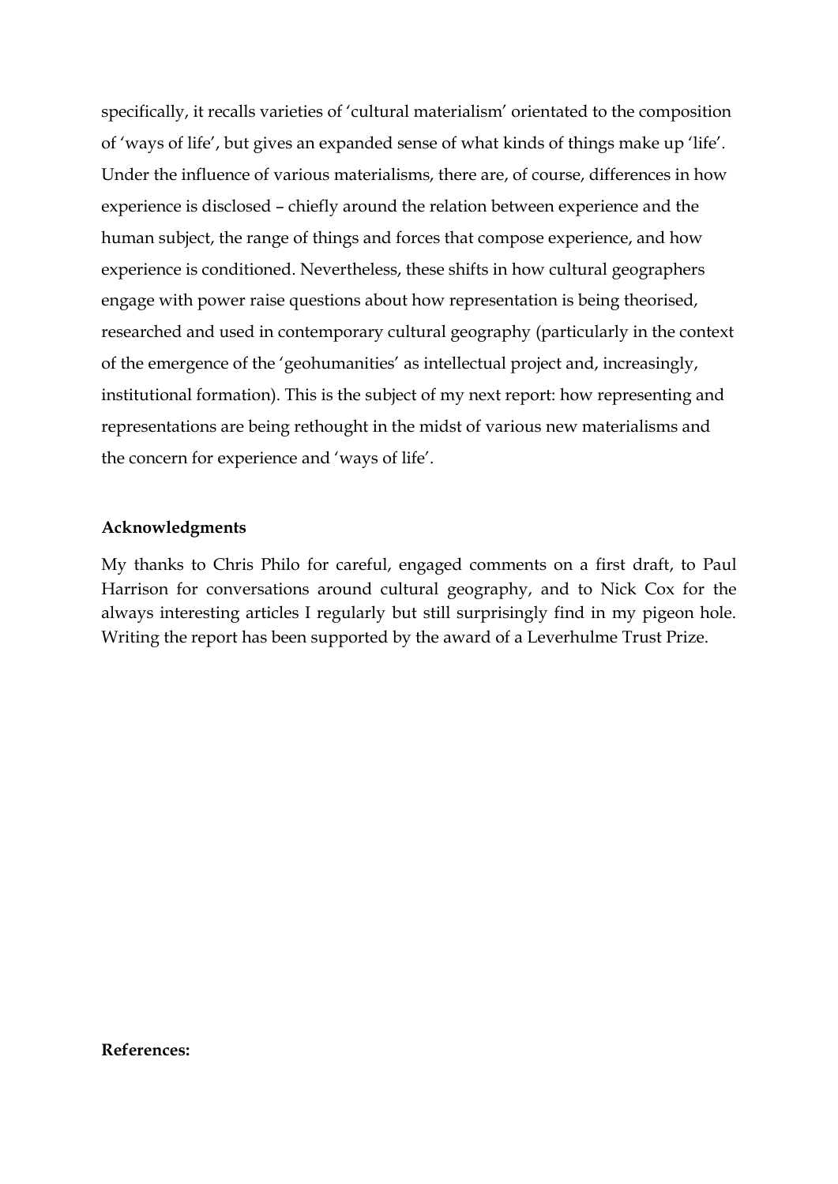specifically, it recalls varieties of 'cultural materialism' orientated to the composition of 'ways of life', but gives an expanded sense of what kinds of things make up 'life'. Under the influence of various materialisms, there are, of course, differences in how experience is disclosed – chiefly around the relation between experience and the human subject, the range of things and forces that compose experience, and how experience is conditioned. Nevertheless, these shifts in how cultural geographers engage with power raise questions about how representation is being theorised, researched and used in contemporary cultural geography (particularly in the context of the emergence of the 'geohumanities' as intellectual project and, increasingly, institutional formation). This is the subject of my next report: how representing and representations are being rethought in the midst of various new materialisms and the concern for experience and 'ways of life'.

**Acknowledgments**

My thanks to Chris Philo for careful, engaged comments on a first draft, to Paul Harrison for conversations around cultural geography, and to Nick Cox for the always interesting articles I regularly but still surprisingly find in my pigeon hole. Writing the report has been supported by the award of a Leverhulme Trust Prize.

**References:**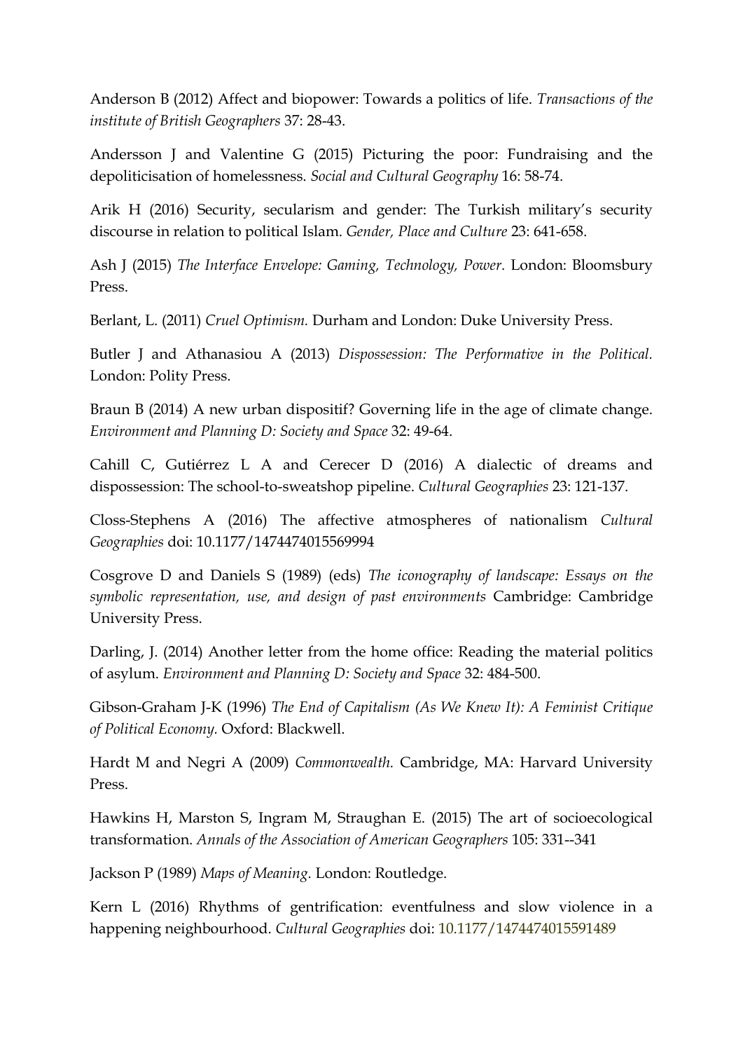Anderson B (2012) Affect and biopower: Towards a politics of life. *Transactions of the institute of British Geographers* 37: 28-43.

Andersson J and Valentine G (2015) Picturing the poor: Fundraising and the depoliticisation of homelessness. *Social and Cultural Geography* 16: 58-74.

Arik H (2016) Security, secularism and gender: The Turkish military's security discourse in relation to political Islam. *Gender, Place and Culture* 23: 641-658.

Ash J (2015) *The Interface Envelope: Gaming, Technology, Power.* London: Bloomsbury Press.

Berlant, L. (2011) *Cruel Optimism.* Durham and London: Duke University Press.

Butler J and Athanasiou A (2013) *Dispossession: The Performative in the Political.* London: Polity Press.

Braun B (2014) A new urban dispositif? Governing life in the age of climate change. *Environment and Planning D: Society and Space* 32: 49-64.

Cahill C, Gutiérrez L A and Cerecer D (2016) A dialectic of dreams and dispossession: The school-to-sweatshop pipeline. *Cultural Geographies* 23: 121-137.

Closs-Stephens A (2016) The affective atmospheres of nationalism *Cultural Geographies* doi: 10.1177/1474474015569994

Cosgrove D and Daniels S (1989) (eds) *The iconography of landscape: Essays on the symbolic representation, use, and design of past environments* Cambridge: Cambridge University Press.

Darling, J. (2014) Another letter from the home office: Reading the material politics of asylum. *Environment and Planning D: Society and Space* 32: 484-500.

Gibson-Graham J-K (1996) *The End of Capitalism (As We Knew It): A Feminist Critique of Political Economy.* Oxford: Blackwell.

Hardt M and Negri A (2009) *Commonwealth.* Cambridge, MA: Harvard University Press.

Hawkins H, Marston S, Ingram M, Straughan E. (2015) The art of socioecological transformation. *Annals of the Association of American Geographers* 105: 331--341

Jackson P (1989) *Maps of Meaning.* London: Routledge.

Kern L (2016) Rhythms of gentrification: eventfulness and slow violence in a happening neighbourhood. *Cultural Geographies* doi: 10.1177/1474474015591489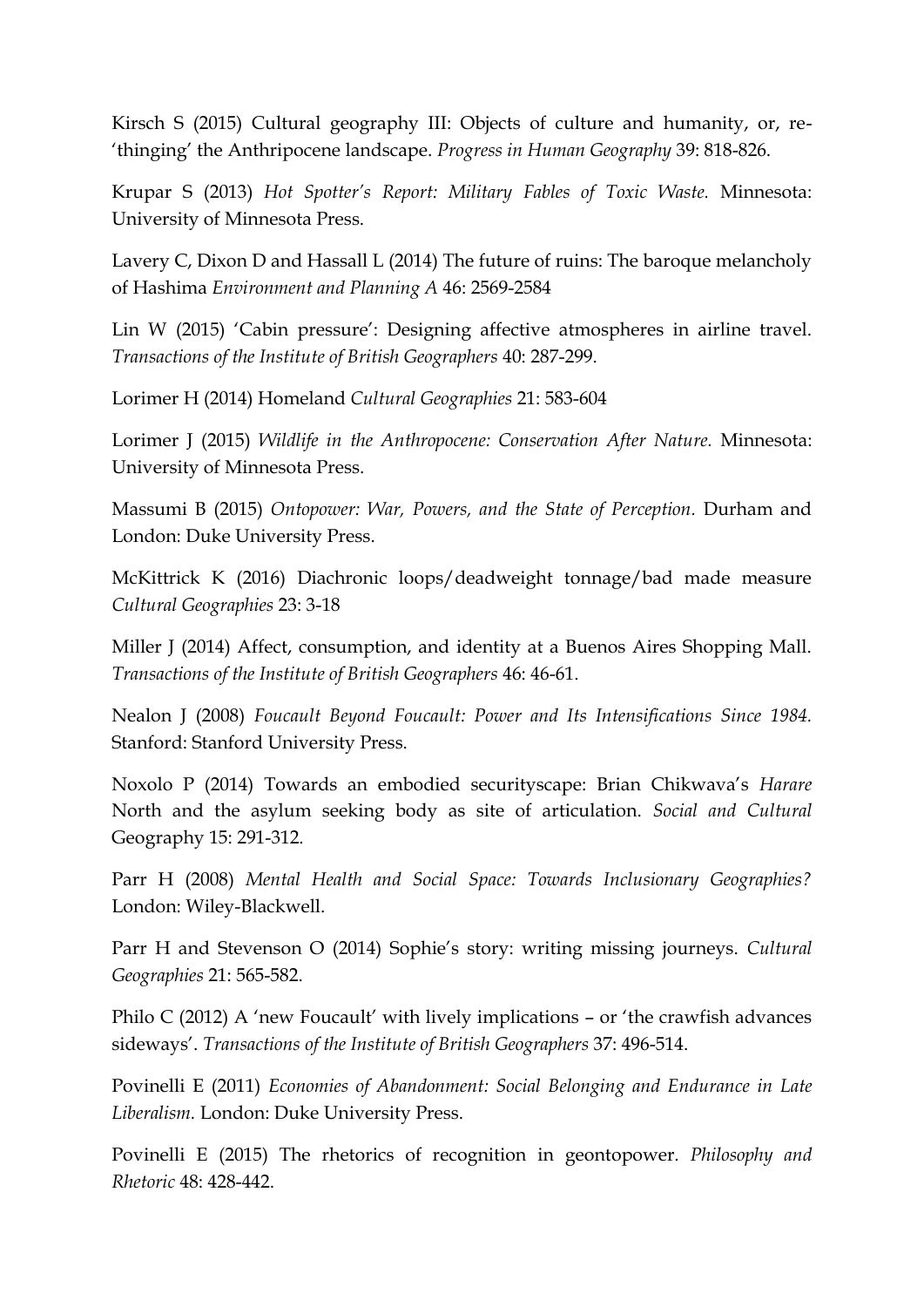Kirsch S (2015) Cultural geography III: Objects of culture and humanity, or, re-'thinging' the Anthripocene landscape. *Progress in Human Geography* 39: 818-826.

Krupar S (2013) *Hot Spotter's Report: Military Fables of Toxic Waste.* Minnesota: University of Minnesota Press.

Lavery C, Dixon D and Hassall L (2014) The future of ruins: The baroque melancholy of Hashima *Environment and Planning A* 46: 2569-2584

Lin W (2015) 'Cabin pressure': Designing affective atmospheres in airline travel. *Transactions of the Institute of British Geographers* 40: 287-299.

Lorimer H (2014) Homeland *Cultural Geographies* 21: 583-604

Lorimer J (2015) *Wildlife in the Anthropocene: Conservation After Nature.* Minnesota: University of Minnesota Press.

Massumi B (2015) *Ontopower: War, Powers, and the State of Perception.* Durham and London: Duke University Press.

McKittrick K (2016) Diachronic loops/deadweight tonnage/bad made measure *Cultural Geographies* 23: 3-18

Miller J (2014) Affect, consumption, and identity at a Buenos Aires Shopping Mall. *Transactions of the Institute of British Geographers* 46: 46-61.

Nealon J (2008) *Foucault Beyond Foucault: Power and Its Intensifications Since 1984.* Stanford: Stanford University Press.

Noxolo P (2014) Towards an embodied securityscape: Brian Chikwava's *Harare* North and the asylum seeking body as site of articulation. *Social and Cultural* Geography 15: 291-312.

Parr H (2008) *Mental Health and Social Space: Towards Inclusionary Geographies?* London: Wiley-Blackwell.

Parr H and Stevenson O (2014) Sophie's story: writing missing journeys. *Cultural Geographies* 21: 565-582.

Philo C (2012) A 'new Foucault' with lively implications – or 'the crawfish advances sideways'. *Transactions of the Institute of British Geographers* 37: 496-514.

Povinelli E (2011) *Economies of Abandonment: Social Belonging and Endurance in Late Liberalism.* London: Duke University Press.

Povinelli E (2015) The rhetorics of recognition in geontopower. *Philosophy and Rhetoric* 48: 428-442.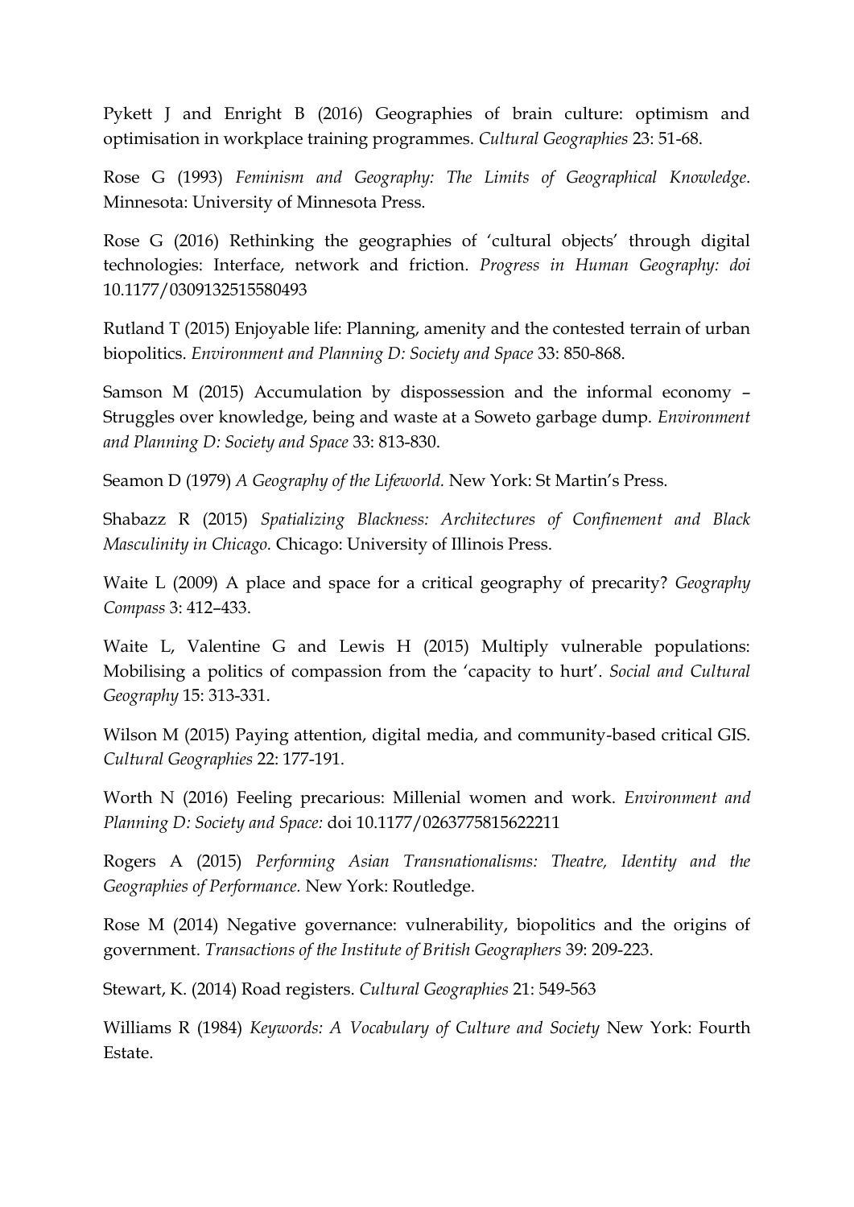Pykett J and Enright B (2016) Geographies of brain culture: optimism and optimisation in workplace training programmes. *Cultural Geographies* 23: 51-68.

Rose G (1993) *Feminism and Geography: The Limits of Geographical Knowledge*. Minnesota: University of Minnesota Press.

Rose G (2016) Rethinking the geographies of 'cultural objects' through digital technologies: Interface, network and friction. *Progress in Human Geography: doi* 10.1177/0309132515580493

Rutland T (2015) Enjoyable life: Planning, amenity and the contested terrain of urban biopolitics. *Environment and Planning D: Society and Space* 33: 850-868.

Samson M (2015) Accumulation by dispossession and the informal economy – Struggles over knowledge, being and waste at a Soweto garbage dump. *Environment and Planning D: Society and Space* 33: 813-830.

Seamon D (1979) *A Geography of the Lifeworld.* New York: St Martin's Press.

Shabazz R (2015) *Spatializing Blackness: Architectures of Confinement and Black Masculinity in Chicago.* Chicago: University of Illinois Press.

Waite L (2009) A place and space for a critical geography of precarity? *Geography Compass* 3: 412–433.

Waite L, Valentine G and Lewis H (2015) Multiply vulnerable populations: Mobilising a politics of compassion from the 'capacity to hurt'. *Social and Cultural Geography* 15: 313-331.

Wilson M (2015) Paying attention, digital media, and community-based critical GIS. *Cultural Geographies* 22: 177-191.

Worth N (2016) Feeling precarious: Millenial women and work. *Environment and Planning D: Society and Space:* doi 10.1177/0263775815622211

Rogers A (2015) *Performing Asian Transnationalisms: Theatre, Identity and the Geographies of Performance.* New York: Routledge.

Rose M (2014) Negative governance: vulnerability, biopolitics and the origins of government. *Transactions of the Institute of British Geographers* 39: 209-223.

Stewart, K. (2014) Road registers. *Cultural Geographies* 21: 549-563

Williams R (1984) *Keywords: A Vocabulary of Culture and Society* New York: Fourth Estate.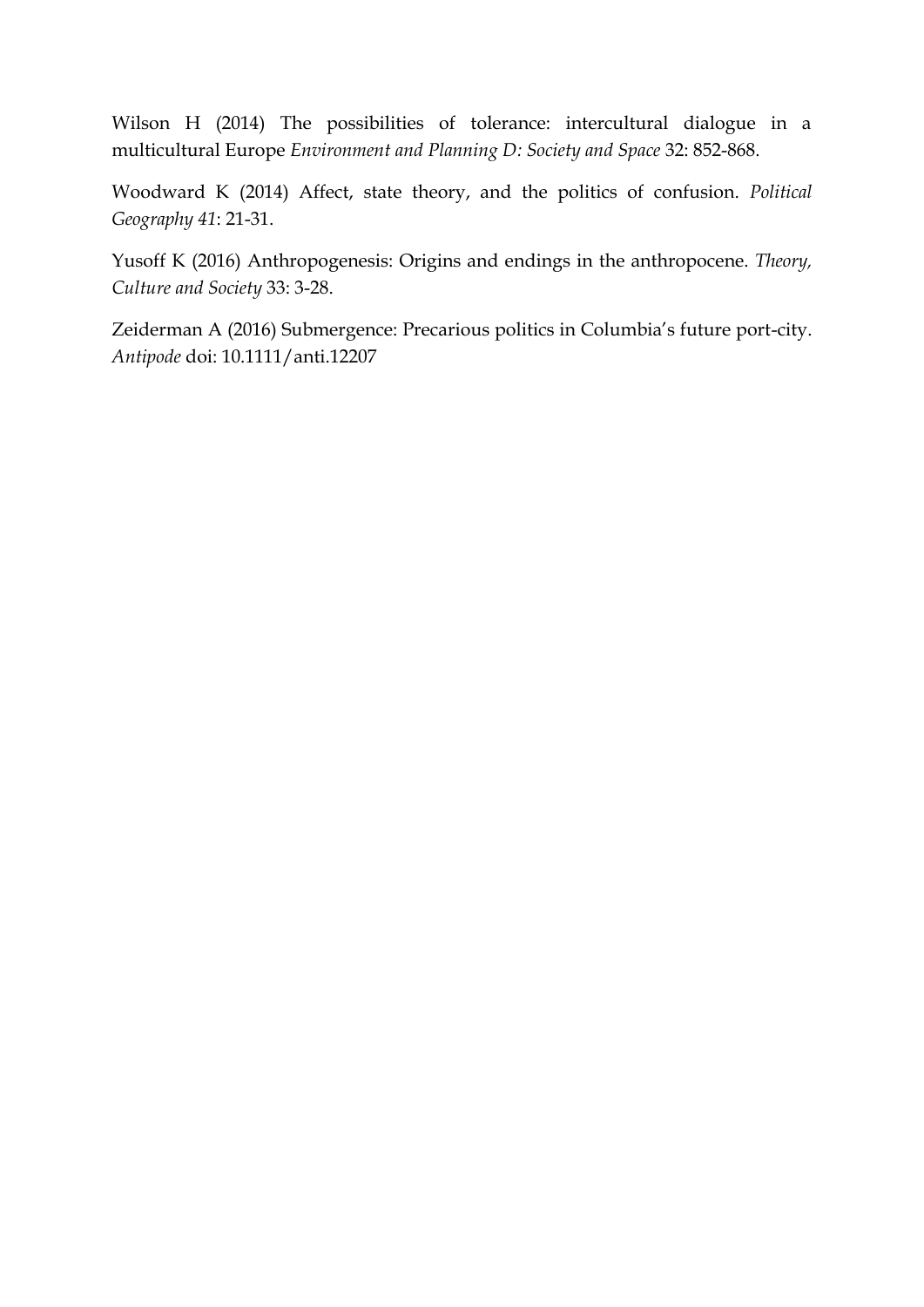Wilson H (2014) The possibilities of tolerance: intercultural dialogue in a multicultural Europe *Environment and Planning D: Society and Space* 32: 852-868.

Woodward K (2014) Affect, state theory, and the politics of confusion. *Political Geography 41*: 21-31.

Yusoff K (2016) Anthropogenesis: Origins and endings in the anthropocene. *Theory, Culture and Society* 33: 3-28.

Zeiderman A (2016) Submergence: Precarious politics in Columbia's future port-city. *Antipode* doi: 10.1111/anti.12207